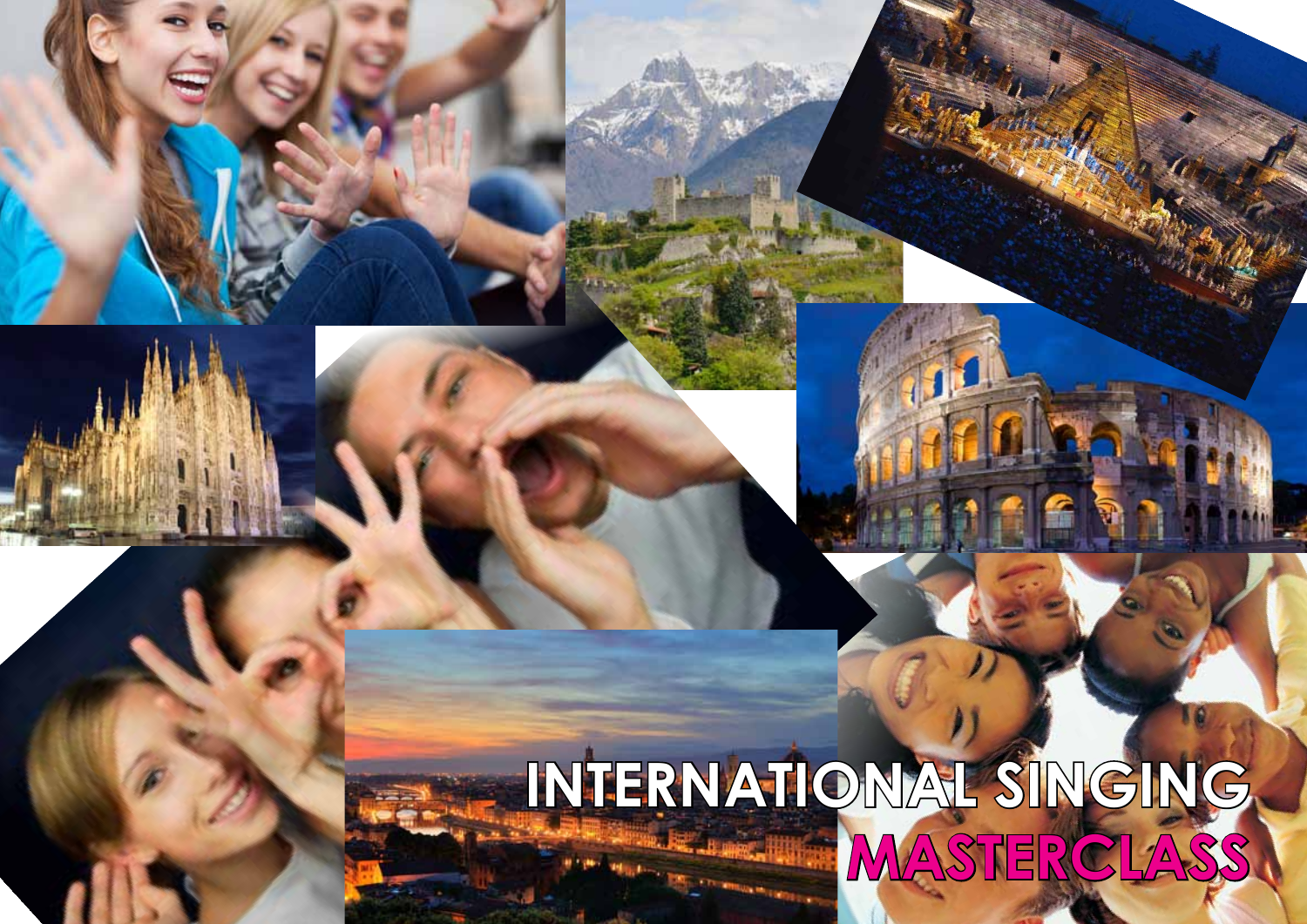# INTERNATIONAL SINGING MASTERCLASS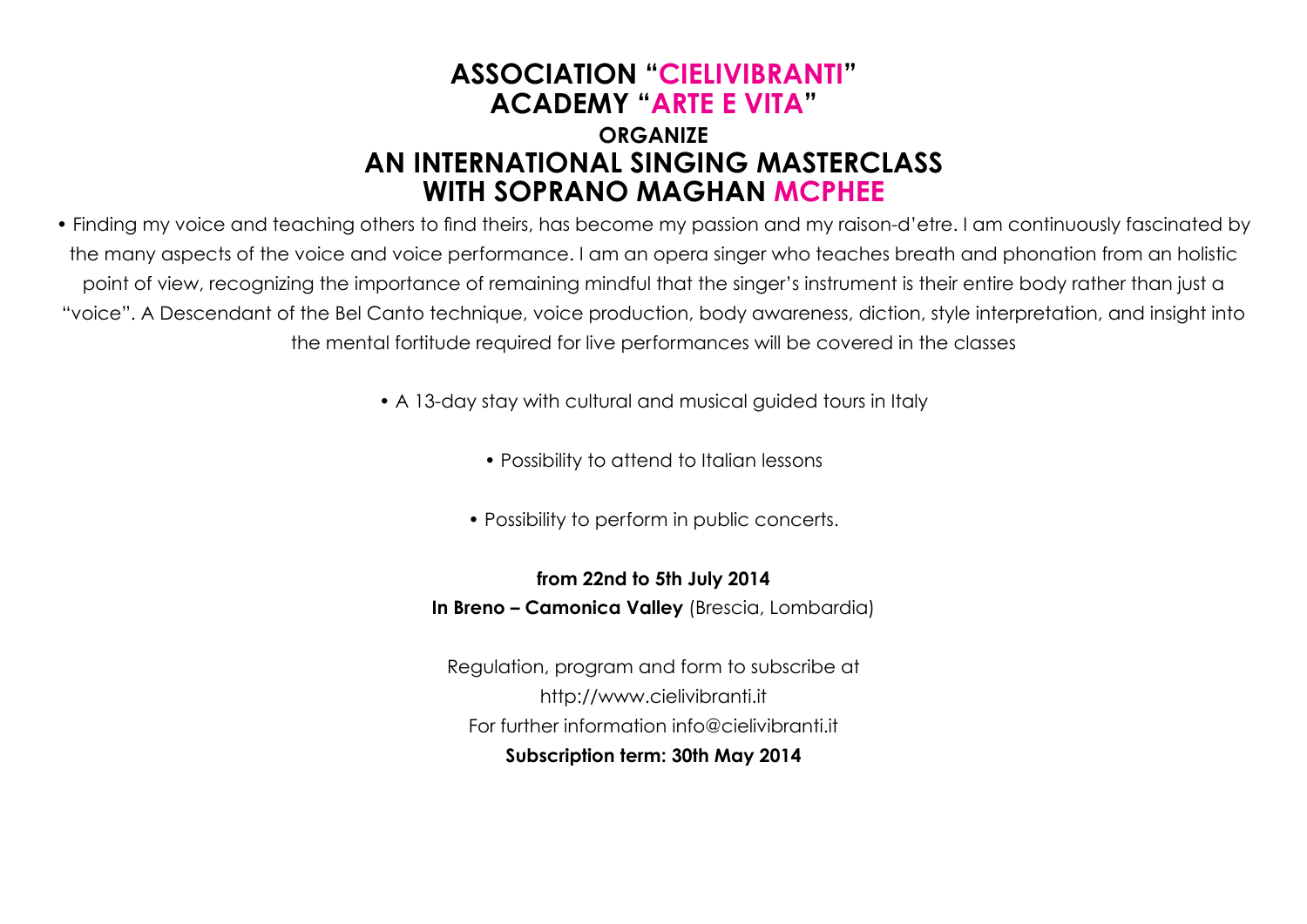# ASSOCIATION "CIELIVIBRANTI"
# ACADEMY "ARTE E VITA"
### ORGANIZE
## AN INTERNATIONAL SINGING MASTERCLASS WITH SOPRANO MAGHAN MCPHEE

• Finding my voice and teaching others to find theirs, has become my passion and my raison-d'etre. I am continuously fascinated by the many aspects of the voice and voice performance. I am an opera singer who teaches breath and phonation from an holistic point of view, recognizing the importance of remaining mindful that the singer's instrument is their entire body rather than just a "voice". A Descendant of the Bel Canto technique, voice production, body awareness, diction, style interpretation, and insight into the mental fortitude required for live performances will be covered in the classes

• A 13-day stay with cultural and musical guided tours in Italy

• Possibility to attend to Italian lessons

• Possibility to perform in public concerts.

**from 22nd to 5th July 2014**
**In Breno – Camonica Valley** (Brescia, Lombardia)

Regulation, program and form to subscribe at
http://www.cielivibranti.it
For further information info@cielivibranti.it
**Subscription term: 30th May 2014**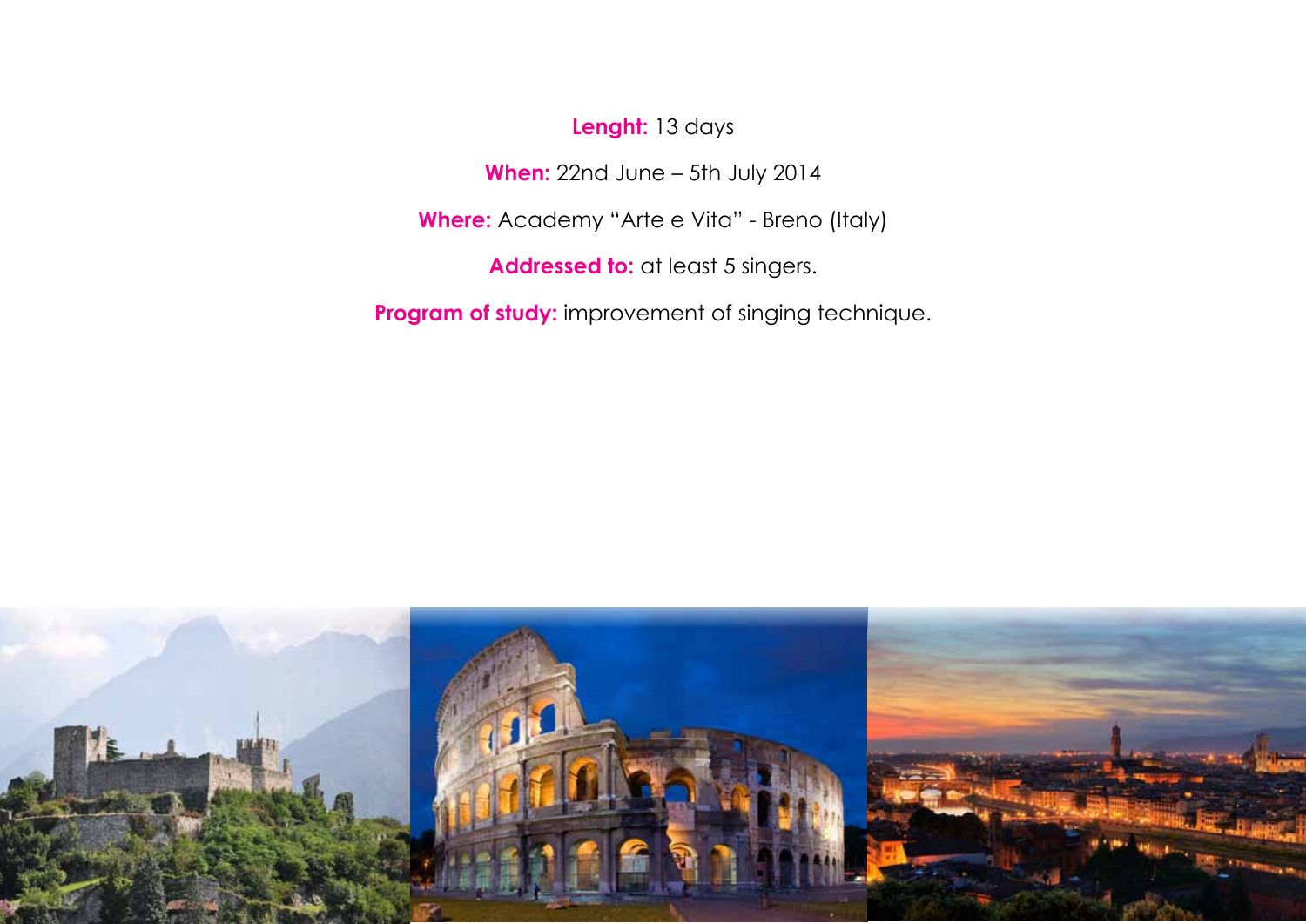**Lenght:** 13 days

**When:** 22nd June – 5th July 2014

**Where:** Academy "Arte e Vita" - Breno (Italy)

**Addressed to:** at least 5 singers.

**Program of study:** improvement of singing technique.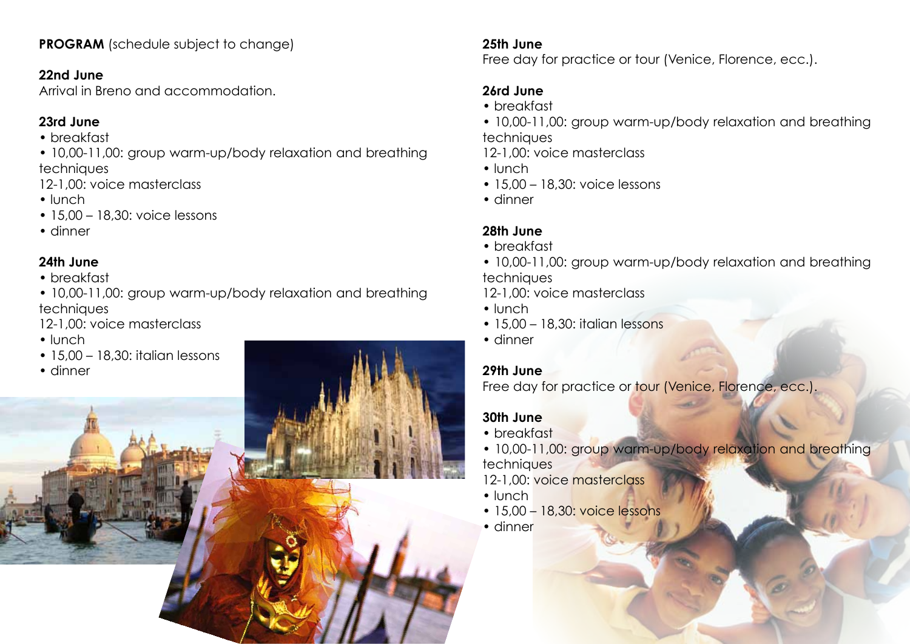**PROGRAM** (schedule subject to change)

**22nd June**
Arrival in Breno and accommodation.

**23rd June**
- breakfast
- 10,00-11,00: group warm-up/body relaxation and breathing techniques
12-1,00: voice masterclass
- lunch
- 15,00 – 18,30: voice lessons
- dinner

**24th June**
- breakfast
- 10,00-11,00: group warm-up/body relaxation and breathing techniques
12-1,00: voice masterclass
- lunch
- 15,00 – 18,30: italian lessons
- dinner

**25th June**
Free day for practice or tour (Venice, Florence, ecc.).

**26rd June**
- breakfast
- 10,00-11,00: group warm-up/body relaxation and breathing techniques
12-1,00: voice masterclass
- lunch
- 15,00 – 18,30: voice lessons
- dinner

**28th June**
- breakfast
- 10,00-11,00: group warm-up/body relaxation and breathing techniques
12-1,00: voice masterclass
- lunch
- 15,00 – 18,30: italian lessons
- dinner

**29th June**
Free day for practice or tour (Venice, Florence, ecc.).

**30th June**
- breakfast
- 10,00-11,00: group warm-up/body relaxation and breathing techniques
12-1,00: voice masterclass
- lunch
- 15,00 – 18,30: voice lessons
- dinner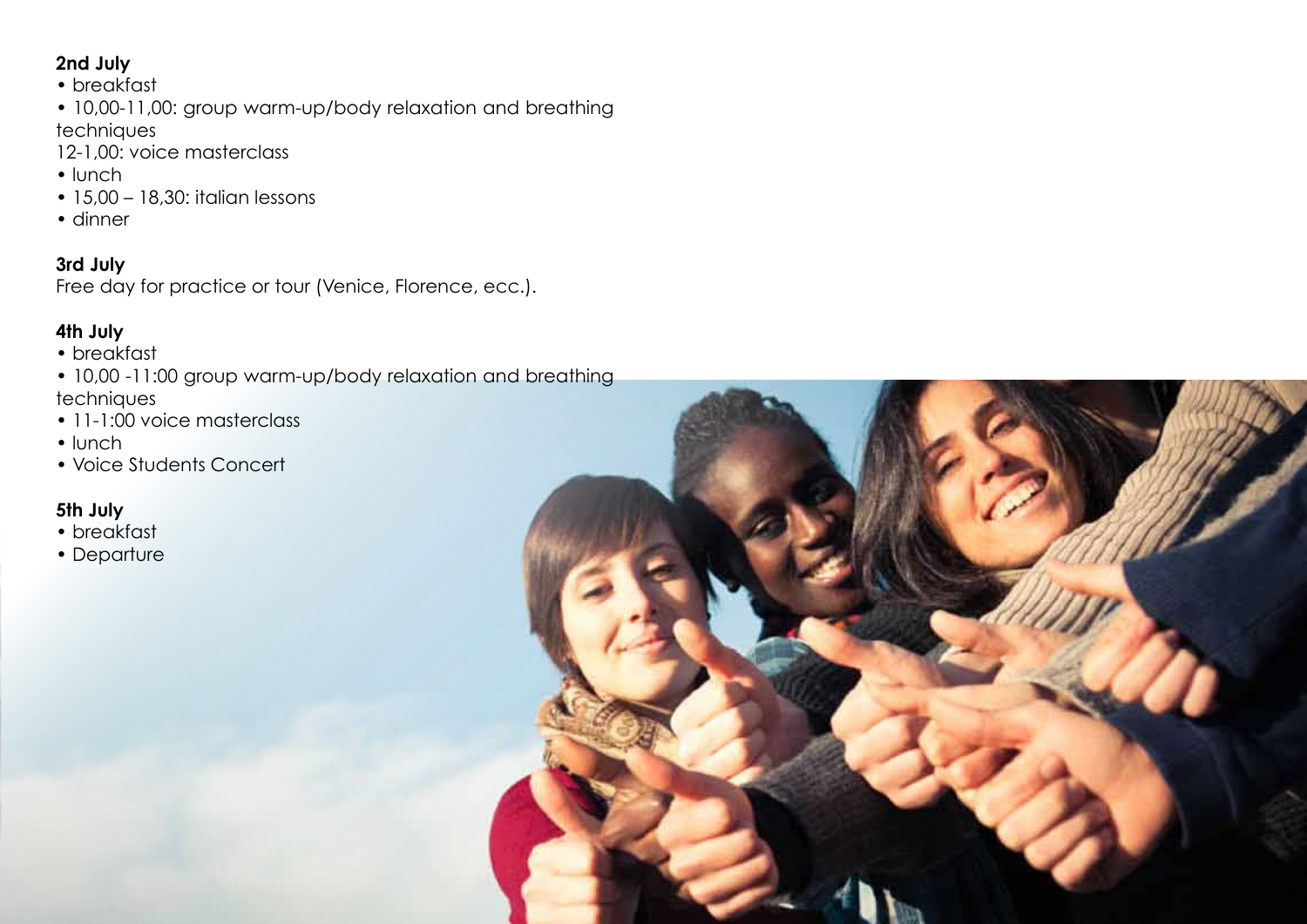**2nd July**

- breakfast
- 10,00-11,00: group warm-up/body relaxation and breathing techniques

12-1,00: voice masterclass

- lunch
- 15,00 – 18,30: italian lessons
- dinner

**3rd July**

Free day for practice or tour (Venice, Florence, ecc.).

**4th July**

- breakfast
- 10,00 -11:00 group warm-up/body relaxation and breathing techniques
- 11-1:00 voice masterclass
- lunch
- Voice Students Concert

**5th July**

- breakfast
- Departure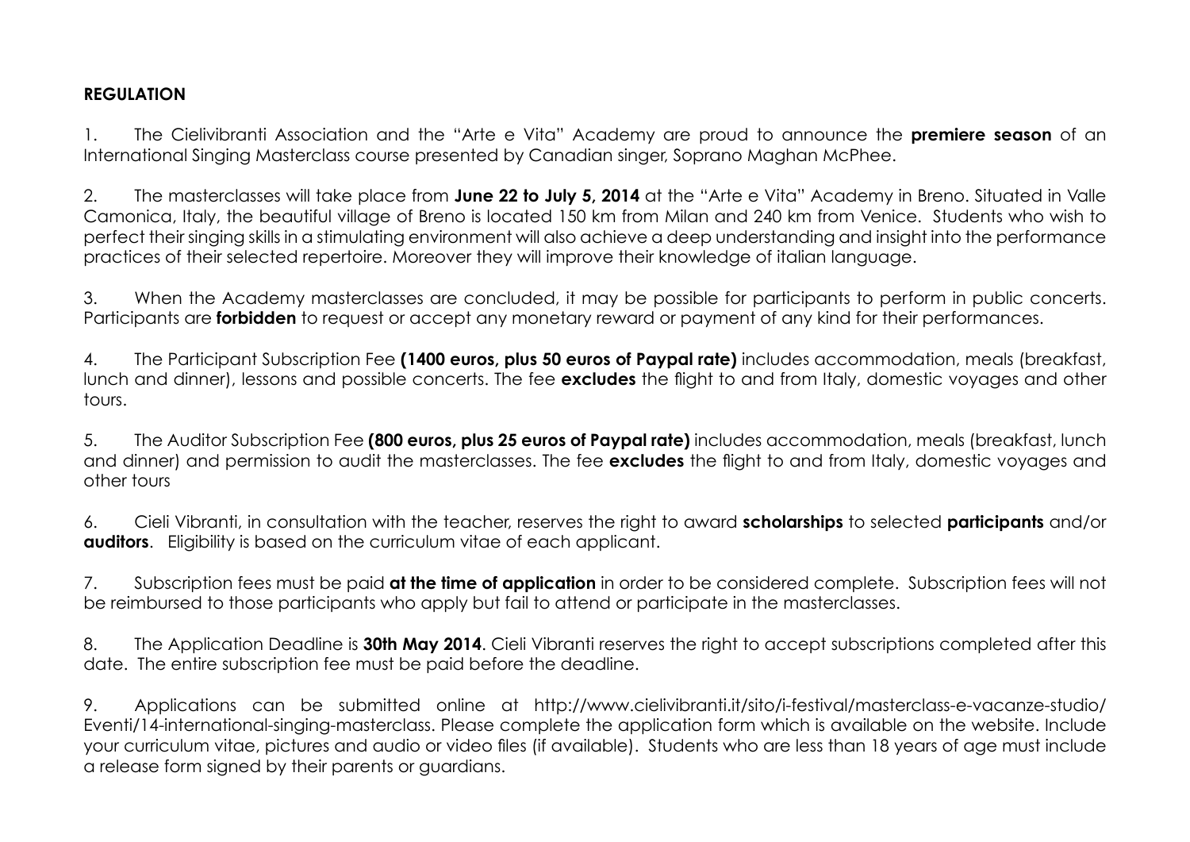**REGULATION**

1. The Cielivibranti Association and the "Arte e Vita" Academy are proud to announce the **premiere season** of an International Singing Masterclass course presented by Canadian singer, Soprano Maghan McPhee.

2. The masterclasses will take place from **June 22 to July 5, 2014** at the "Arte e Vita" Academy in Breno. Situated in Valle Camonica, Italy, the beautiful village of Breno is located 150 km from Milan and 240 km from Venice. Students who wish to perfect their singing skills in a stimulating environment will also achieve a deep understanding and insight into the performance practices of their selected repertoire. Moreover they will improve their knowledge of italian language.

3. When the Academy masterclasses are concluded, it may be possible for participants to perform in public concerts. Participants are **forbidden** to request or accept any monetary reward or payment of any kind for their performances.

4. The Participant Subscription Fee **(1400 euros, plus 50 euros of Paypal rate)** includes accommodation, meals (breakfast, lunch and dinner), lessons and possible concerts. The fee **excludes** the flight to and from Italy, domestic voyages and other tours.

5. The Auditor Subscription Fee **(800 euros, plus 25 euros of Paypal rate)** includes accommodation, meals (breakfast, lunch and dinner) and permission to audit the masterclasses. The fee **excludes** the flight to and from Italy, domestic voyages and other tours

6. Cieli Vibranti, in consultation with the teacher, reserves the right to award **scholarships** to selected **participants** and/or **auditors**. Eligibility is based on the curriculum vitae of each applicant.

7. Subscription fees must be paid **at the time of application** in order to be considered complete. Subscription fees will not be reimbursed to those participants who apply but fail to attend or participate in the masterclasses.

8. The Application Deadline is **30th May 2014**. Cieli Vibranti reserves the right to accept subscriptions completed after this date. The entire subscription fee must be paid before the deadline.

9. Applications can be submitted online at http://www.cielivibranti.it/sito/i-festival/masterclass-e-vacanze-studio/Eventi/14-international-singing-masterclass. Please complete the application form which is available on the website. Include your curriculum vitae, pictures and audio or video files (if available). Students who are less than 18 years of age must include a release form signed by their parents or guardians.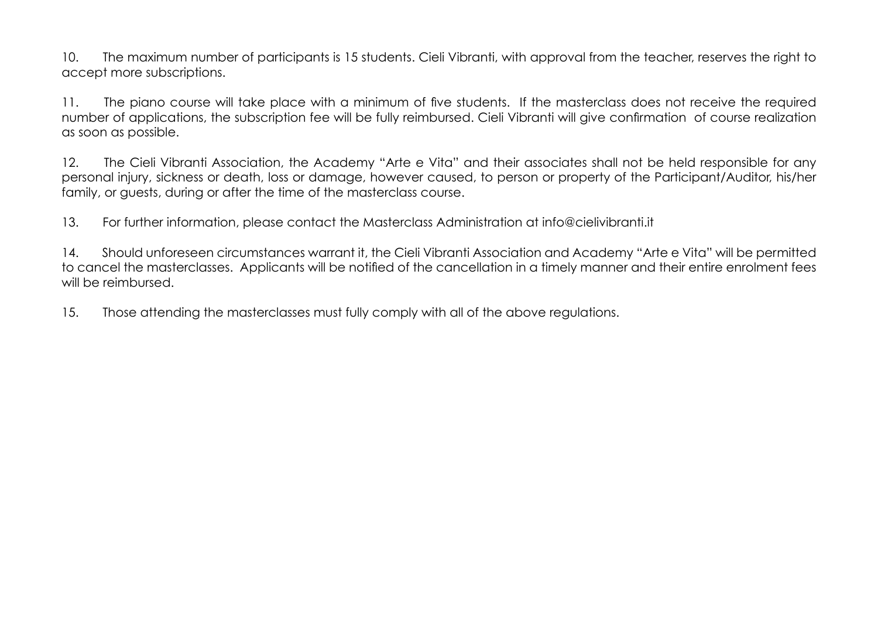10. The maximum number of participants is 15 students. Cieli Vibranti, with approval from the teacher, reserves the right to accept more subscriptions.

11. The piano course will take place with a minimum of five students. If the masterclass does not receive the required number of applications, the subscription fee will be fully reimbursed. Cieli Vibranti will give confirmation of course realization as soon as possible.

12. The Cieli Vibranti Association, the Academy "Arte e Vita" and their associates shall not be held responsible for any personal injury, sickness or death, loss or damage, however caused, to person or property of the Participant/Auditor, his/her family, or guests, during or after the time of the masterclass course.

13. For further information, please contact the Masterclass Administration at info@cielivibranti.it

14. Should unforeseen circumstances warrant it, the Cieli Vibranti Association and Academy "Arte e Vita" will be permitted to cancel the masterclasses. Applicants will be notified of the cancellation in a timely manner and their entire enrolment fees will be reimbursed.

15. Those attending the masterclasses must fully comply with all of the above regulations.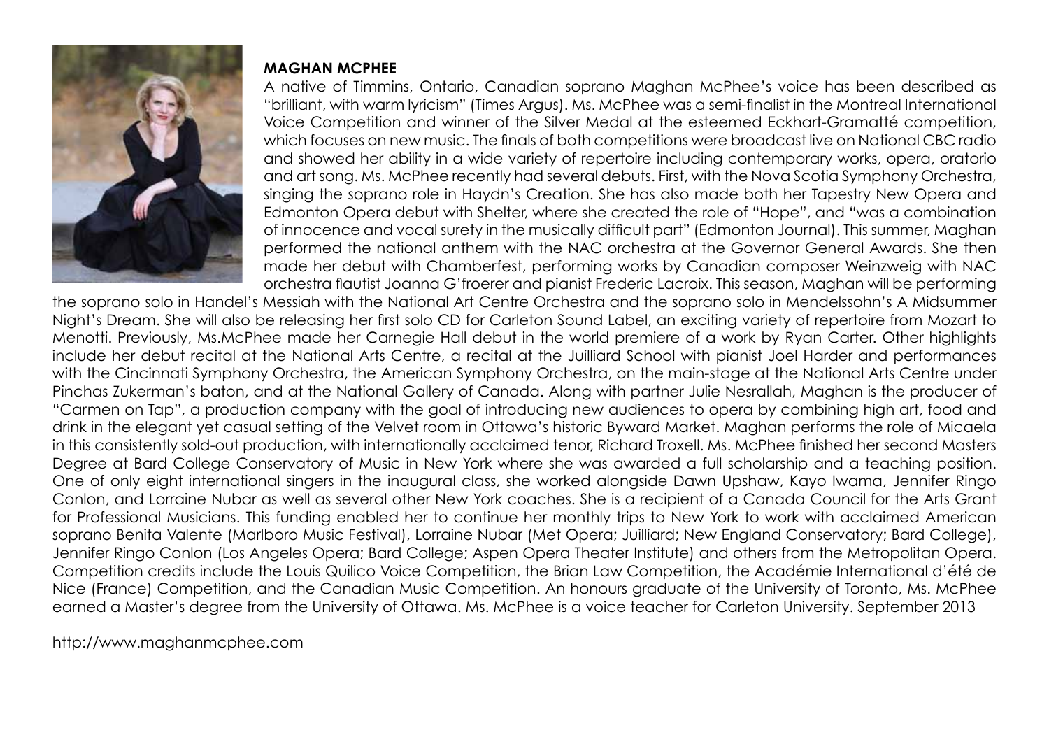**MAGHAN MCPHEE**

A native of Timmins, Ontario, Canadian soprano Maghan McPhee's voice has been described as "brilliant, with warm lyricism" (Times Argus). Ms. McPhee was a semi-finalist in the Montreal International Voice Competition and winner of the Silver Medal at the esteemed Eckhart-Gramatté competition, which focuses on new music. The finals of both competitions were broadcast live on National CBC radio and showed her ability in a wide variety of repertoire including contemporary works, opera, oratorio and art song. Ms. McPhee recently had several debuts. First, with the Nova Scotia Symphony Orchestra, singing the soprano role in Haydn's Creation. She has also made both her Tapestry New Opera and Edmonton Opera debut with Shelter, where she created the role of "Hope", and "was a combination of innocence and vocal surety in the musically difficult part" (Edmonton Journal). This summer, Maghan performed the national anthem with the NAC orchestra at the Governor General Awards. She then made her debut with Chamberfest, performing works by Canadian composer Weinzweig with NAC orchestra flautist Joanna G'froerer and pianist Frederic Lacroix. This season, Maghan will be performing the soprano solo in Handel's Messiah with the National Art Centre Orchestra and the soprano solo in Mendelssohn's A Midsummer Night's Dream. She will also be releasing her first solo CD for Carleton Sound Label, an exciting variety of repertoire from Mozart to Menotti. Previously, Ms.McPhee made her Carnegie Hall debut in the world premiere of a work by Ryan Carter. Other highlights include her debut recital at the National Arts Centre, a recital at the Juilliard School with pianist Joel Harder and performances with the Cincinnati Symphony Orchestra, the American Symphony Orchestra, on the main-stage at the National Arts Centre under Pinchas Zukerman's baton, and at the National Gallery of Canada. Along with partner Julie Nesrallah, Maghan is the producer of "Carmen on Tap", a production company with the goal of introducing new audiences to opera by combining high art, food and drink in the elegant yet casual setting of the Velvet room in Ottawa's historic Byward Market. Maghan performs the role of Micaela in this consistently sold-out production, with internationally acclaimed tenor, Richard Troxell. Ms. McPhee finished her second Masters Degree at Bard College Conservatory of Music in New York where she was awarded a full scholarship and a teaching position. One of only eight international singers in the inaugural class, she worked alongside Dawn Upshaw, Kayo Iwama, Jennifer Ringo Conlon, and Lorraine Nubar as well as several other New York coaches. She is a recipient of a Canada Council for the Arts Grant for Professional Musicians. This funding enabled her to continue her monthly trips to New York to work with acclaimed American soprano Benita Valente (Marlboro Music Festival), Lorraine Nubar (Met Opera; Juilliard; New England Conservatory; Bard College), Jennifer Ringo Conlon (Los Angeles Opera; Bard College; Aspen Opera Theater Institute) and others from the Metropolitan Opera. Competition credits include the Louis Quilico Voice Competition, the Brian Law Competition, the Académie International d'été de Nice (France) Competition, and the Canadian Music Competition. An honours graduate of the University of Toronto, Ms. McPhee earned a Master's degree from the University of Ottawa. Ms. McPhee is a voice teacher for Carleton University. September 2013

http://www.maghanmcphee.com